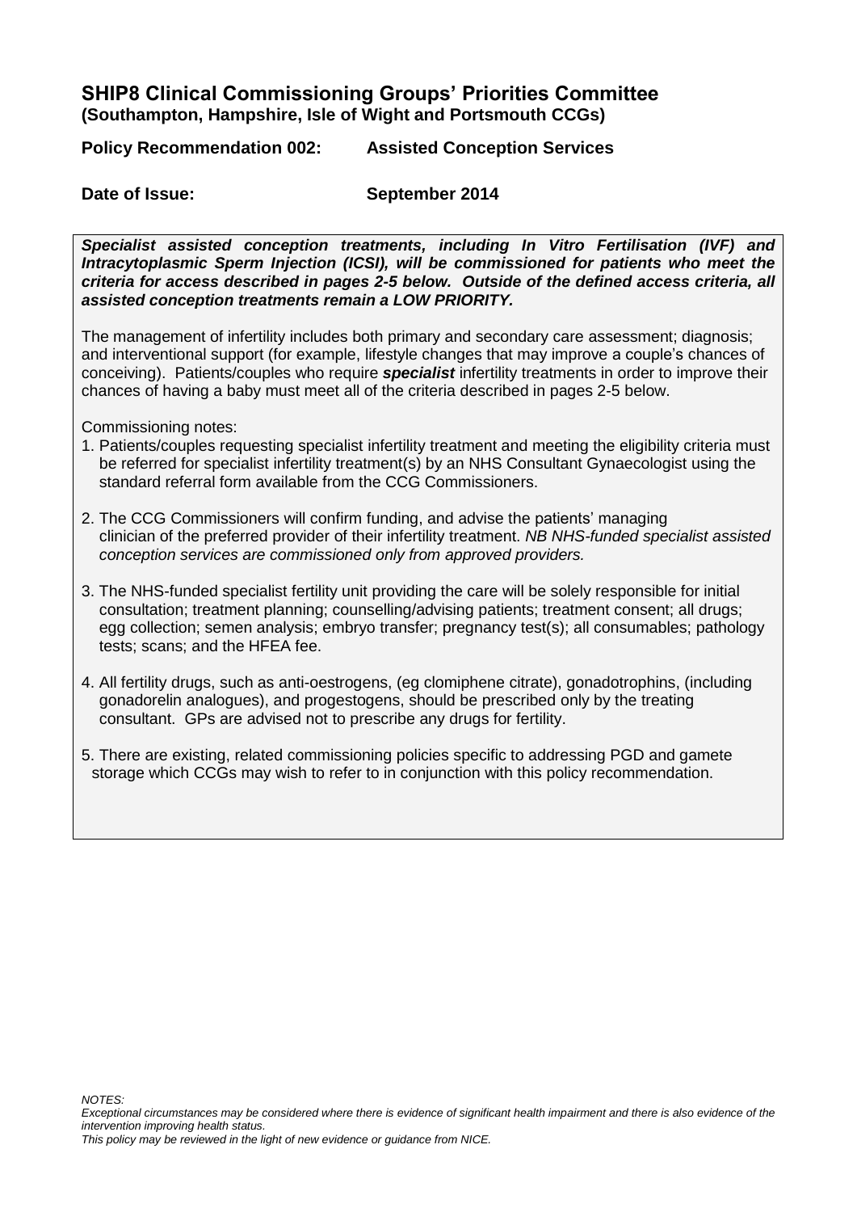## SHIP8 Clinical Commissioning Groups' Priorities Committee
**(Southampton, Hampshire, Isle of Wight and Portsmouth CCGs)**

**Policy Recommendation 002:** **Assisted Conception Services**

**Date of Issue:** **September 2014**

***Specialist assisted conception treatments, including In Vitro Fertilisation (IVF) and Intracytoplasmic Sperm Injection (ICSI), will be commissioned for patients who meet the criteria for access described in pages 2-5 below. Outside of the defined access criteria, all assisted conception treatments remain a LOW PRIORITY.***

The management of infertility includes both primary and secondary care assessment; diagnosis; and interventional support (for example, lifestyle changes that may improve a couple's chances of conceiving). Patients/couples who require ***specialist*** infertility treatments in order to improve their chances of having a baby must meet all of the criteria described in pages 2-5 below.

Commissioning notes:

1. Patients/couples requesting specialist infertility treatment and meeting the eligibility criteria must be referred for specialist infertility treatment(s) by an NHS Consultant Gynaecologist using the standard referral form available from the CCG Commissioners.
2. The CCG Commissioners will confirm funding, and advise the patients' managing clinician of the preferred provider of their infertility treatment. *NB NHS-funded specialist assisted conception services are commissioned only from approved providers.*
3. The NHS-funded specialist fertility unit providing the care will be solely responsible for initial consultation; treatment planning; counselling/advising patients; treatment consent; all drugs; egg collection; semen analysis; embryo transfer; pregnancy test(s); all consumables; pathology tests; scans; and the HFEA fee.
4. All fertility drugs, such as anti-oestrogens, (eg clomiphene citrate), gonadotrophins, (including gonadorelin analogues), and progestogens, should be prescribed only by the treating consultant. GPs are advised not to prescribe any drugs for fertility.
5. There are existing, related commissioning policies specific to addressing PGD and gamete storage which CCGs may wish to refer to in conjunction with this policy recommendation.

*NOTES:*
*Exceptional circumstances may be considered where there is evidence of significant health impairment and there is also evidence of the intervention improving health status.*
*This policy may be reviewed in the light of new evidence or guidance from NICE.*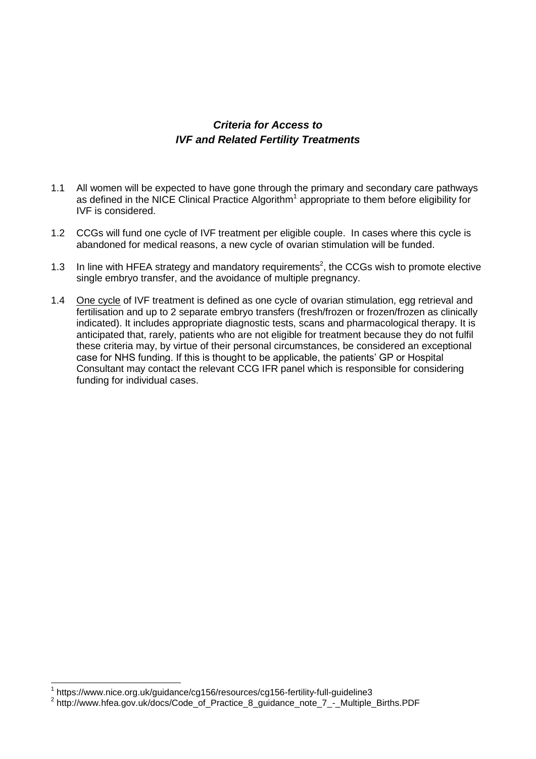## *Criteria for Access to IVF and Related Fertility Treatments*

1.1 All women will be expected to have gone through the primary and secondary care pathways as defined in the NICE Clinical Practice Algorithm[1] appropriate to them before eligibility for IVF is considered.

1.2 CCGs will fund one cycle of IVF treatment per eligible couple. In cases where this cycle is abandoned for medical reasons, a new cycle of ovarian stimulation will be funded.

1.3 In line with HFEA strategy and mandatory requirements[2], the CCGs wish to promote elective single embryo transfer, and the avoidance of multiple pregnancy.

1.4 <u>One cycle</u> of IVF treatment is defined as one cycle of ovarian stimulation, egg retrieval and fertilisation and up to 2 separate embryo transfers (fresh/frozen or frozen/frozen as clinically indicated). It includes appropriate diagnostic tests, scans and pharmacological therapy. It is anticipated that, rarely, patients who are not eligible for treatment because they do not fulfil these criteria may, by virtue of their personal circumstances, be considered an exceptional case for NHS funding. If this is thought to be applicable, the patients' GP or Hospital Consultant may contact the relevant CCG IFR panel which is responsible for considering funding for individual cases.

---

[1] https://www.nice.org.uk/guidance/cg156/resources/cg156-fertility-full-guideline3

[2] http://www.hfea.gov.uk/docs/Code_of_Practice_8_guidance_note_7_-_Multiple_Births.PDF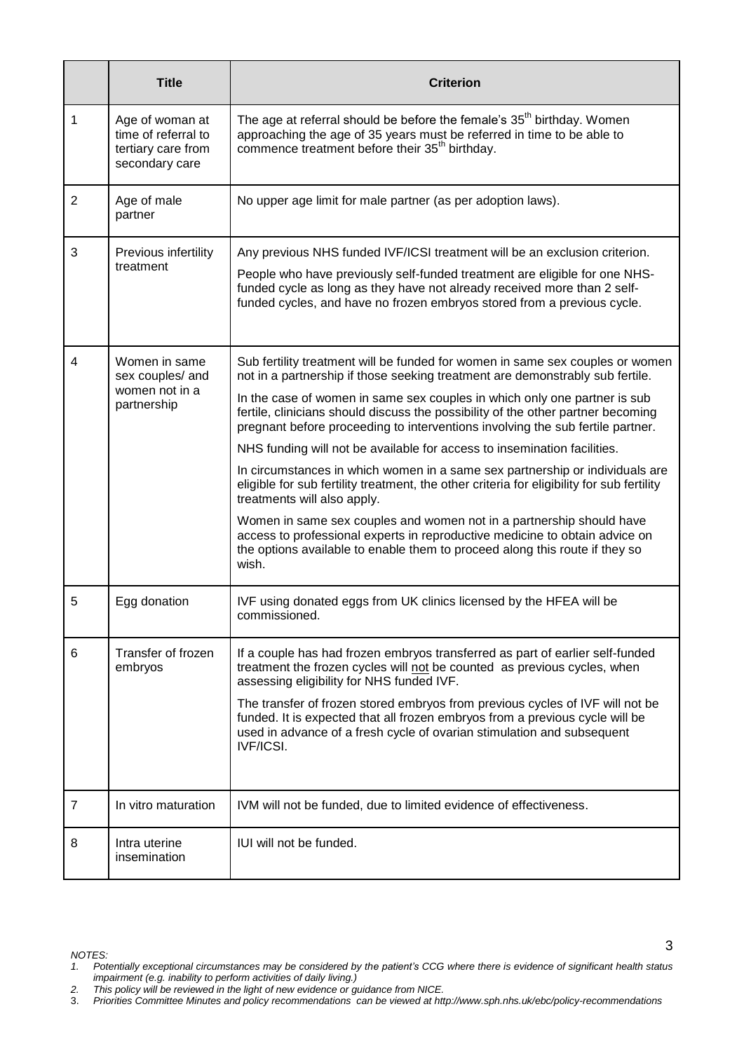|  | Title | Criterion |
|---|---|---|
| 1 | Age of woman at time of referral to tertiary care from secondary care | The age at referral should be before the female's 35th birthday. Women approaching the age of 35 years must be referred in time to be able to commence treatment before their 35th birthday. |
| 2 | Age of male partner | No upper age limit for male partner (as per adoption laws). |
| 3 | Previous infertility treatment | Any previous NHS funded IVF/ICSI treatment will be an exclusion criterion.<br><br>People who have previously self-funded treatment are eligible for one NHS-funded cycle as long as they have not already received more than 2 self-funded cycles, and have no frozen embryos stored from a previous cycle. |
| 4 | Women in same sex couples/ and women not in a partnership | Sub fertility treatment will be funded for women in same sex couples or women not in a partnership if those seeking treatment are demonstrably sub fertile.<br><br>In the case of women in same sex couples in which only one partner is sub fertile, clinicians should discuss the possibility of the other partner becoming pregnant before proceeding to interventions involving the sub fertile partner.<br><br>NHS funding will not be available for access to insemination facilities.<br><br>In circumstances in which women in a same sex partnership or individuals are eligible for sub fertility treatment, the other criteria for eligibility for sub fertility treatments will also apply.<br><br>Women in same sex couples and women not in a partnership should have access to professional experts in reproductive medicine to obtain advice on the options available to enable them to proceed along this route if they so wish. |
| 5 | Egg donation | IVF using donated eggs from UK clinics licensed by the HFEA will be commissioned. |
| 6 | Transfer of frozen embryos | If a couple has had frozen embryos transferred as part of earlier self-funded treatment the frozen cycles will <u>not</u> be counted as previous cycles, when assessing eligibility for NHS funded IVF.<br><br>The transfer of frozen stored embryos from previous cycles of IVF will not be funded. It is expected that all frozen embryos from a previous cycle will be used in advance of a fresh cycle of ovarian stimulation and subsequent IVF/ICSI. |
| 7 | In vitro maturation | IVM will not be funded, due to limited evidence of effectiveness. |
| 8 | Intra uterine insemination | IUI will not be funded. |

*NOTES:*
1. *Potentially exceptional circumstances may be considered by the patient's CCG where there is evidence of significant health status impairment (e.g. inability to perform activities of daily living.)*
2. *This policy will be reviewed in the light of new evidence or guidance from NICE.*
3. *Priorities Committee Minutes and policy recommendations can be viewed at http://www.sph.nhs.uk/ebc/policy-recommendations*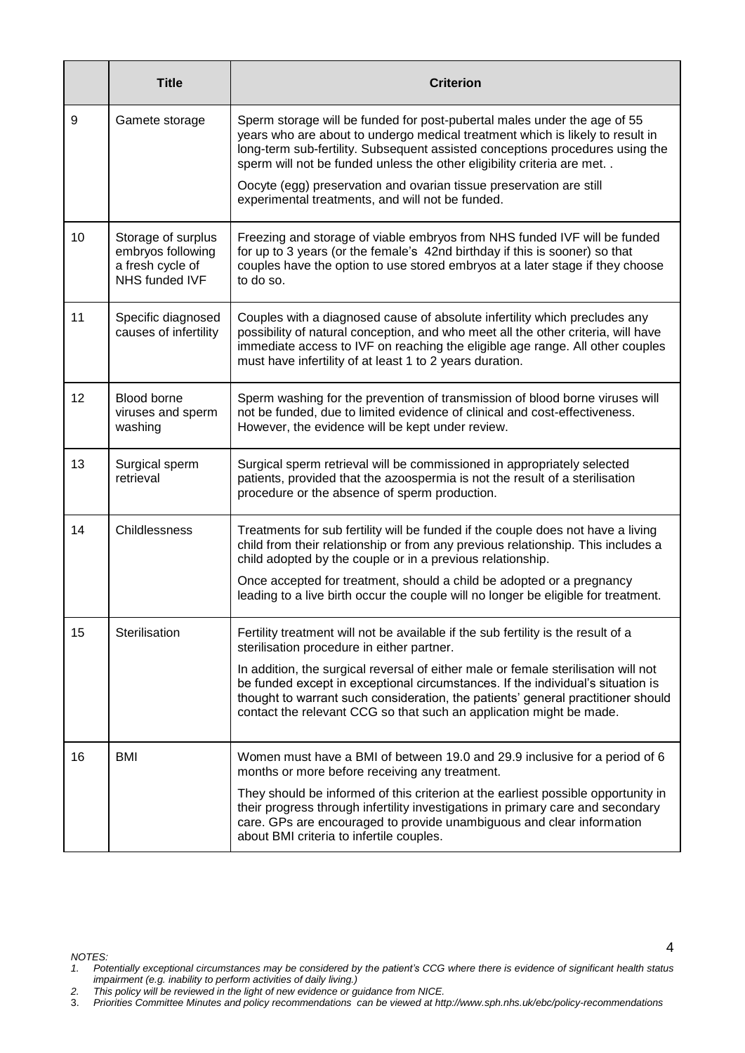| | Title | Criterion |
|---|---|---|
| 9 | Gamete storage | Sperm storage will be funded for post-pubertal males under the age of 55 years who are about to undergo medical treatment which is likely to result in long-term sub-fertility. Subsequent assisted conceptions procedures using the sperm will not be funded unless the other eligibility criteria are met. .<br><br>Oocyte (egg) preservation and ovarian tissue preservation are still experimental treatments, and will not be funded. |
| 10 | Storage of surplus embryos following a fresh cycle of NHS funded IVF | Freezing and storage of viable embryos from NHS funded IVF will be funded for up to 3 years (or the female's 42nd birthday if this is sooner) so that couples have the option to use stored embryos at a later stage if they choose to do so. |
| 11 | Specific diagnosed causes of infertility | Couples with a diagnosed cause of absolute infertility which precludes any possibility of natural conception, and who meet all the other criteria, will have immediate access to IVF on reaching the eligible age range. All other couples must have infertility of at least 1 to 2 years duration. |
| 12 | Blood borne viruses and sperm washing | Sperm washing for the prevention of transmission of blood borne viruses will not be funded, due to limited evidence of clinical and cost-effectiveness. However, the evidence will be kept under review. |
| 13 | Surgical sperm retrieval | Surgical sperm retrieval will be commissioned in appropriately selected patients, provided that the azoospermia is not the result of a sterilisation procedure or the absence of sperm production. |
| 14 | Childlessness | Treatments for sub fertility will be funded if the couple does not have a living child from their relationship or from any previous relationship. This includes a child adopted by the couple or in a previous relationship.<br><br>Once accepted for treatment, should a child be adopted or a pregnancy leading to a live birth occur the couple will no longer be eligible for treatment. |
| 15 | Sterilisation | Fertility treatment will not be available if the sub fertility is the result of a sterilisation procedure in either partner.<br><br>In addition, the surgical reversal of either male or female sterilisation will not be funded except in exceptional circumstances. If the individual's situation is thought to warrant such consideration, the patients' general practitioner should contact the relevant CCG so that such an application might be made. |
| 16 | BMI | Women must have a BMI of between 19.0 and 29.9 inclusive for a period of 6 months or more before receiving any treatment.<br><br>They should be informed of this criterion at the earliest possible opportunity in their progress through infertility investigations in primary care and secondary care. GPs are encouraged to provide unambiguous and clear information about BMI criteria to infertile couples. |

*NOTES:*

1. *Potentially exceptional circumstances may be considered by the patient's CCG where there is evidence of significant health status impairment (e.g. inability to perform activities of daily living.)*
2. *This policy will be reviewed in the light of new evidence or guidance from NICE.*
3. *Priorities Committee Minutes and policy recommendations can be viewed at http://www.sph.nhs.uk/ebc/policy-recommendations*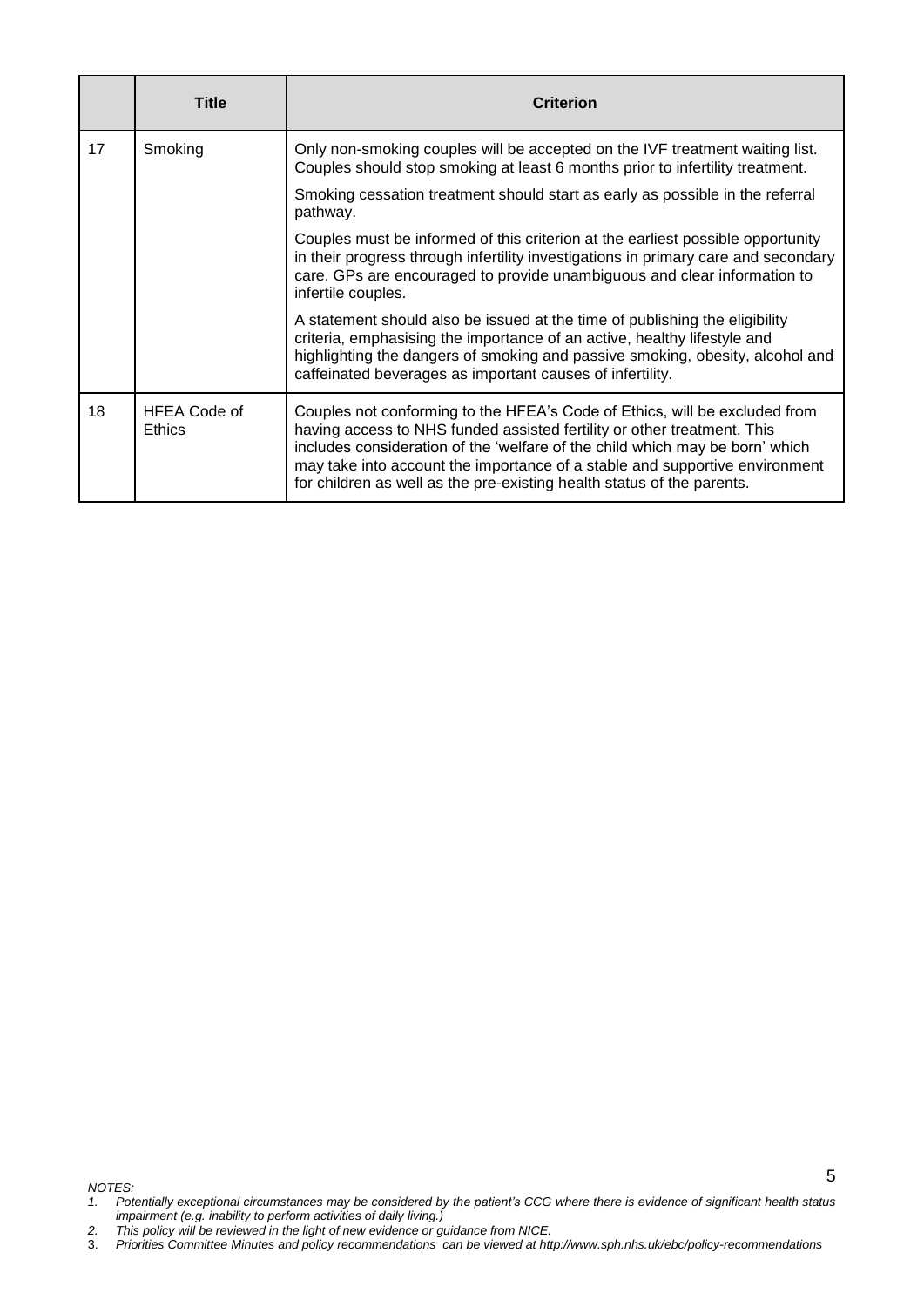| | Title | Criterion |
|---|---|---|
| 17 | Smoking | Only non-smoking couples will be accepted on the IVF treatment waiting list. Couples should stop smoking at least 6 months prior to infertility treatment.<br><br>Smoking cessation treatment should start as early as possible in the referral pathway.<br><br>Couples must be informed of this criterion at the earliest possible opportunity in their progress through infertility investigations in primary care and secondary care. GPs are encouraged to provide unambiguous and clear information to infertile couples.<br><br>A statement should also be issued at the time of publishing the eligibility criteria, emphasising the importance of an active, healthy lifestyle and highlighting the dangers of smoking and passive smoking, obesity, alcohol and caffeinated beverages as important causes of infertility. |
| 18 | HFEA Code of Ethics | Couples not conforming to the HFEA's Code of Ethics, will be excluded from having access to NHS funded assisted fertility or other treatment. This includes consideration of the 'welfare of the child which may be born' which may take into account the importance of a stable and supportive environment for children as well as the pre-existing health status of the parents. |

*NOTES:*

1. *Potentially exceptional circumstances may be considered by the patient's CCG where there is evidence of significant health status impairment (e.g. inability to perform activities of daily living.)*
2. *This policy will be reviewed in the light of new evidence or guidance from NICE.*
3. *Priorities Committee Minutes and policy recommendations can be viewed at http://www.sph.nhs.uk/ebc/policy-recommendations*